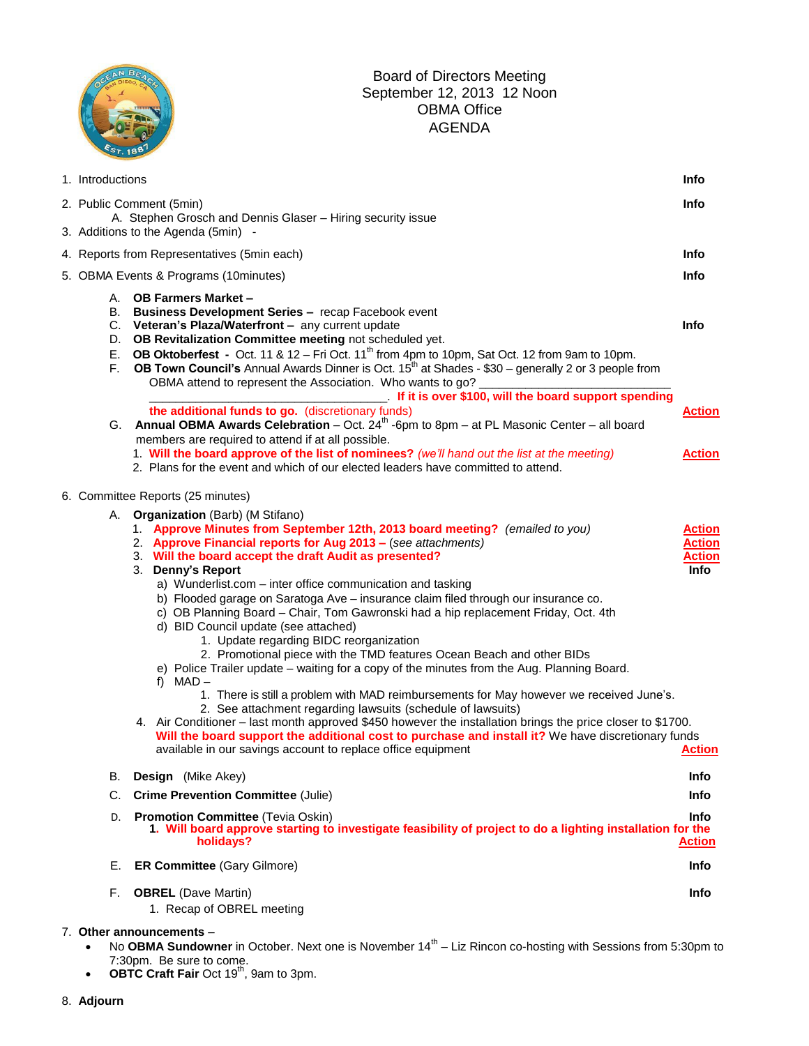# Board of Directors Meeting
## September 12, 2013 12 Noon
## OBMA Office
## AGENDA

1. Introductions **Info**

2. Public Comment (5min) **Info**
   A. Stephen Grosch and Dennis Glaser – Hiring security issue

3. Additions to the Agenda (5min) -

4. Reports from Representatives (5min each) **Info**

5. OBMA Events & Programs (10minutes) **Info**

   A. **OB Farmers Market –**
   B. **Business Development Series –** recap Facebook event
   C. **Veteran's Plaza/Waterfront –** any current update **Info**
   D. **OB Revitalization Committee meeting** not scheduled yet.
   E. **OB Oktoberfest -** Oct. 11 & 12 – Fri Oct. 11th from 4pm to 10pm, Sat Oct. 12 from 9am to 10pm.
   F. **OB Town Council's** Annual Awards Dinner is Oct. 15th at Shades - $30 – generally 2 or 3 people from OBMA attend to represent the Association. Who wants to go? ______________________________ ______________________________. **If it is over $100, will the board support spending the additional funds to go.** (discretionary funds) **Action**
   G. **Annual OBMA Awards Celebration** – Oct. 24th -6pm to 8pm – at PL Masonic Center – all board members are required to attend if at all possible.
      1. **Will the board approve of the list of nominees?** *(we'll hand out the list at the meeting)* **Action**
      2. Plans for the event and which of our elected leaders have committed to attend.

6. Committee Reports (25 minutes)

   A. **Organization** (Barb) (M Stifano)
      1. **Approve Minutes from September 12th, 2013 board meeting?** *(emailed to you)* **Action**
      2. **Approve Financial reports for Aug 2013 –** *(see attachments)* **Action**
      3. **Will the board accept the draft Audit as presented?** **Action**
      3. **Denny's Report** **Info**
         a) Wunderlist.com – inter office communication and tasking
         b) Flooded garage on Saratoga Ave – insurance claim filed through our insurance co.
         c) OB Planning Board – Chair, Tom Gawronski had a hip replacement Friday, Oct. 4th
         d) BID Council update (see attached)
            1. Update regarding BIDC reorganization
            2. Promotional piece with the TMD features Ocean Beach and other BIDs
         e) Police Trailer update – waiting for a copy of the minutes from the Aug. Planning Board.
         f) MAD –
            1. There is still a problem with MAD reimbursements for May however we received June's.
            2. See attachment regarding lawsuits (schedule of lawsuits)
      4. Air Conditioner – last month approved $450 however the installation brings the price closer to $1700. **Will the board support the additional cost to purchase and install it?** We have discretionary funds available in our savings account to replace office equipment **Action**

   B. **Design** (Mike Akey) **Info**

   C. **Crime Prevention Committee** (Julie) **Info**

   D. **Promotion Committee** (Tevia Oskin) **Info**
      1. **Will board approve starting to investigate feasibility of project to do a lighting installation for the holidays?** **Action**

   E. **ER Committee** (Gary Gilmore) **Info**

   F. **OBREL** (Dave Martin) **Info**
      1. Recap of OBREL meeting

7. **Other announcements** –
   - No **OBMA Sundowner** in October. Next one is November 14th – Liz Rincon co-hosting with Sessions from 5:30pm to 7:30pm. Be sure to come.
   - **OBTC Craft Fair** Oct 19th, 9am to 3pm.

8. **Adjourn**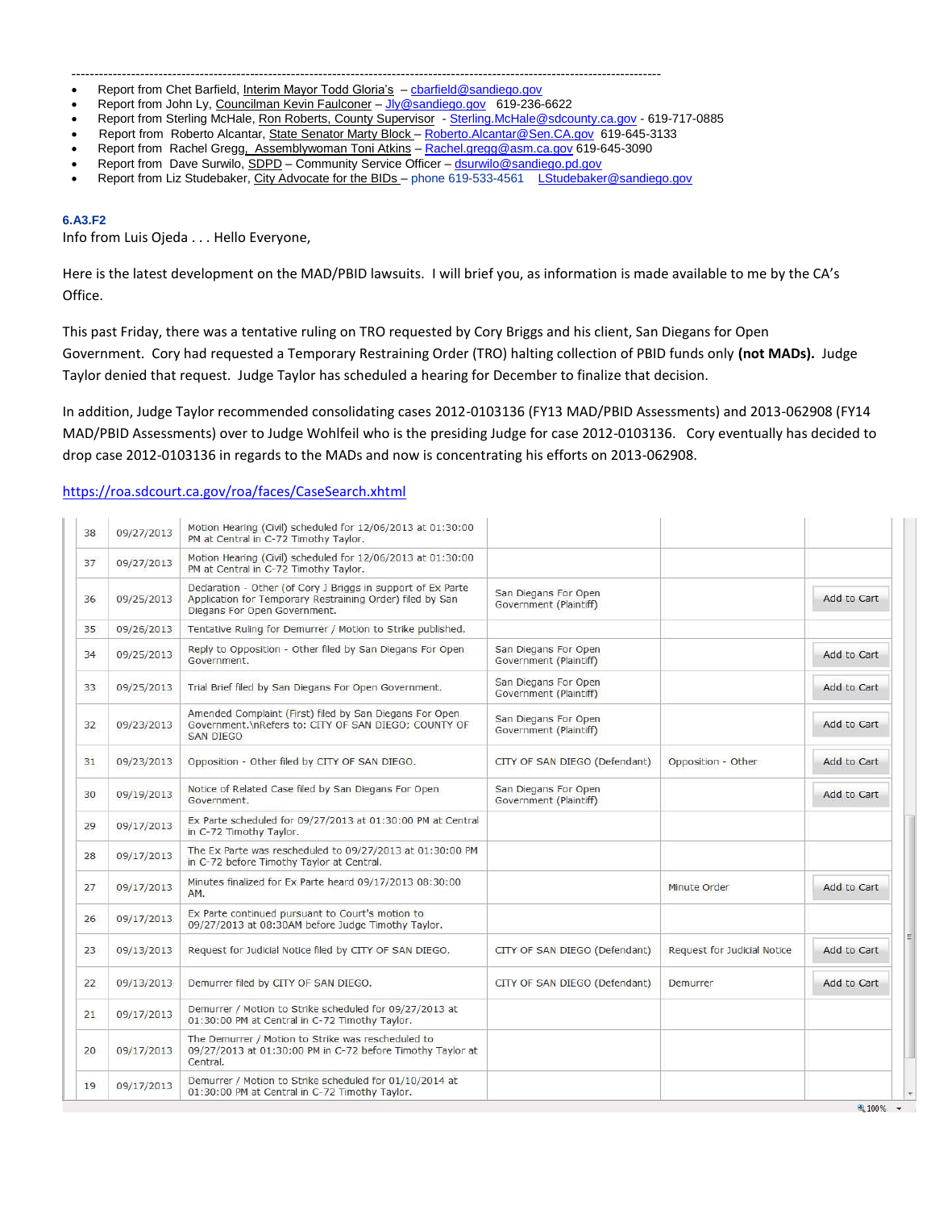------------------------------------------------------------------------------------------------------------------------

- Report from Chet Barfield, Interim Mayor Todd Gloria's – cbarfield@sandiego.gov
- Report from John Ly, Councilman Kevin Faulconer – Jly@sandiego.gov 619-236-6622
- Report from Sterling McHale, Ron Roberts, County Supervisor - Sterling.McHale@sdcounty.ca.gov - 619-717-0885
- Report from Roberto Alcantar, State Senator Marty Block – Roberto.Alcantar@Sen.CA.gov 619-645-3133
- Report from Rachel Gregg, Assemblywoman Toni Atkins – Rachel.gregg@asm.ca.gov 619-645-3090
- Report from Dave Surwilo, SDPD – Community Service Officer – dsurwilo@sandiego.pd.gov
- Report from Liz Studebaker, City Advocate for the BIDs – phone 619-533-4561 LStudebaker@sandiego.gov

**6.A3.F2**

Info from Luis Ojeda . . . Hello Everyone,

Here is the latest development on the MAD/PBID lawsuits. I will brief you, as information is made available to me by the CA's Office.

This past Friday, there was a tentative ruling on TRO requested by Cory Briggs and his client, San Diegans for Open Government. Cory had requested a Temporary Restraining Order (TRO) halting collection of PBID funds only **(not MADs).** Judge Taylor denied that request. Judge Taylor has scheduled a hearing for December to finalize that decision.

In addition, Judge Taylor recommended consolidating cases 2012-0103136 (FY13 MAD/PBID Assessments) and 2013-062908 (FY14 MAD/PBID Assessments) over to Judge Wohlfeil who is the presiding Judge for case 2012-0103136. Cory eventually has decided to drop case 2012-0103136 in regards to the MADs and now is concentrating his efforts on 2013-062908.

https://roa.sdcourt.ca.gov/roa/faces/CaseSearch.xhtml

| | | | | | |
|---|---|---|---|---|---|
| 38 | 09/27/2013 | Motion Hearing (Civil) scheduled for 12/06/2013 at 01:30:00 PM at Central in C-72 Timothy Taylor. | | | |
| 37 | 09/27/2013 | Motion Hearing (Civil) scheduled for 12/06/2013 at 01:30:00 PM at Central in C-72 Timothy Taylor. | | | |
| 36 | 09/25/2013 | Declaration - Other (of Cory J Briggs in support of Ex Parte Application for Temporary Restraining Order) filed by San Diegans For Open Government. | San Diegans For Open Government (Plaintiff) | | Add to Cart |
| 35 | 09/26/2013 | Tentative Ruling for Demurrer / Motion to Strike published. | | | |
| 34 | 09/25/2013 | Reply to Opposition - Other filed by San Diegans For Open Government. | San Diegans For Open Government (Plaintiff) | | Add to Cart |
| 33 | 09/25/2013 | Trial Brief filed by San Diegans For Open Government. | San Diegans For Open Government (Plaintiff) | | Add to Cart |
| 32 | 09/23/2013 | Amended Complaint (First) filed by San Diegans For Open Government.\nRefers to: CITY OF SAN DIEGO; COUNTY OF SAN DIEGO | San Diegans For Open Government (Plaintiff) | | Add to Cart |
| 31 | 09/23/2013 | Opposition - Other filed by CITY OF SAN DIEGO. | CITY OF SAN DIEGO (Defendant) | Opposition - Other | Add to Cart |
| 30 | 09/19/2013 | Notice of Related Case filed by San Diegans For Open Government. | San Diegans For Open Government (Plaintiff) | | Add to Cart |
| 29 | 09/17/2013 | Ex Parte scheduled for 09/27/2013 at 01:30:00 PM at Central in C-72 Timothy Taylor. | | | |
| 28 | 09/17/2013 | The Ex Parte was rescheduled to 09/27/2013 at 01:30:00 PM in C-72 before Timothy Taylor at Central. | | | |
| 27 | 09/17/2013 | Minutes finalized for Ex Parte heard 09/17/2013 08:30:00 AM. | | Minute Order | Add to Cart |
| 26 | 09/17/2013 | Ex Parte continued pursuant to Court's motion to 09/27/2013 at 08:30AM before Judge Timothy Taylor. | | | |
| 23 | 09/13/2013 | Request for Judicial Notice filed by CITY OF SAN DIEGO. | CITY OF SAN DIEGO (Defendant) | Request for Judicial Notice | Add to Cart |
| 22 | 09/13/2013 | Demurrer filed by CITY OF SAN DIEGO. | CITY OF SAN DIEGO (Defendant) | Demurrer | Add to Cart |
| 21 | 09/17/2013 | Demurrer / Motion to Strike scheduled for 09/27/2013 at 01:30:00 PM at Central in C-72 Timothy Taylor. | | | |
| 20 | 09/17/2013 | The Demurrer / Motion to Strike was rescheduled to 09/27/2013 at 01:30:00 PM in C-72 before Timothy Taylor at Central. | | | |
| 19 | 09/17/2013 | Demurrer / Motion to Strike scheduled for 01/10/2014 at 01:30:00 PM at Central in C-72 Timothy Taylor. | | | |